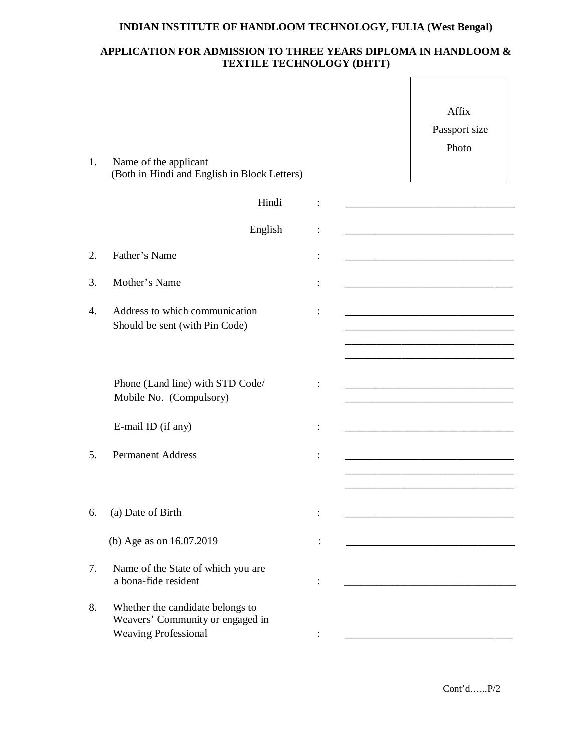**INDIAN INSTITUTE OF HANDLOOM TECHNOLOGY, FULIA (West Bengal)**

**APPLICATION FOR ADMISSION TO THREE YEARS DIPLOMA IN HANDLOOM & TEXTILE TECHNOLOGY (DHTT)**

Affix
Passport size
Photo

1. Name of the applicant
   (Both in Hindi and English in Block Letters)

   Hindi : ________________________________

   English : ________________________________

2. Father's Name : ________________________________

3. Mother's Name : ________________________________

4. Address to which communication Should be sent (with Pin Code) : ________________________________
   ________________________________
   ________________________________
   ________________________________

   Phone (Land line) with STD Code/ Mobile No. (Compulsory) : ________________________________
   ________________________________

   E-mail ID (if any) : ________________________________

5. Permanent Address : ________________________________
   ________________________________
   ________________________________

6. (a) Date of Birth : ________________________________

   (b) Age as on 16.07.2019 : ________________________________

7. Name of the State of which you are a bona-fide resident : ________________________________

8. Whether the candidate belongs to Weavers' Community or engaged in Weaving Professional : ________________________________

Cont'd…...P/2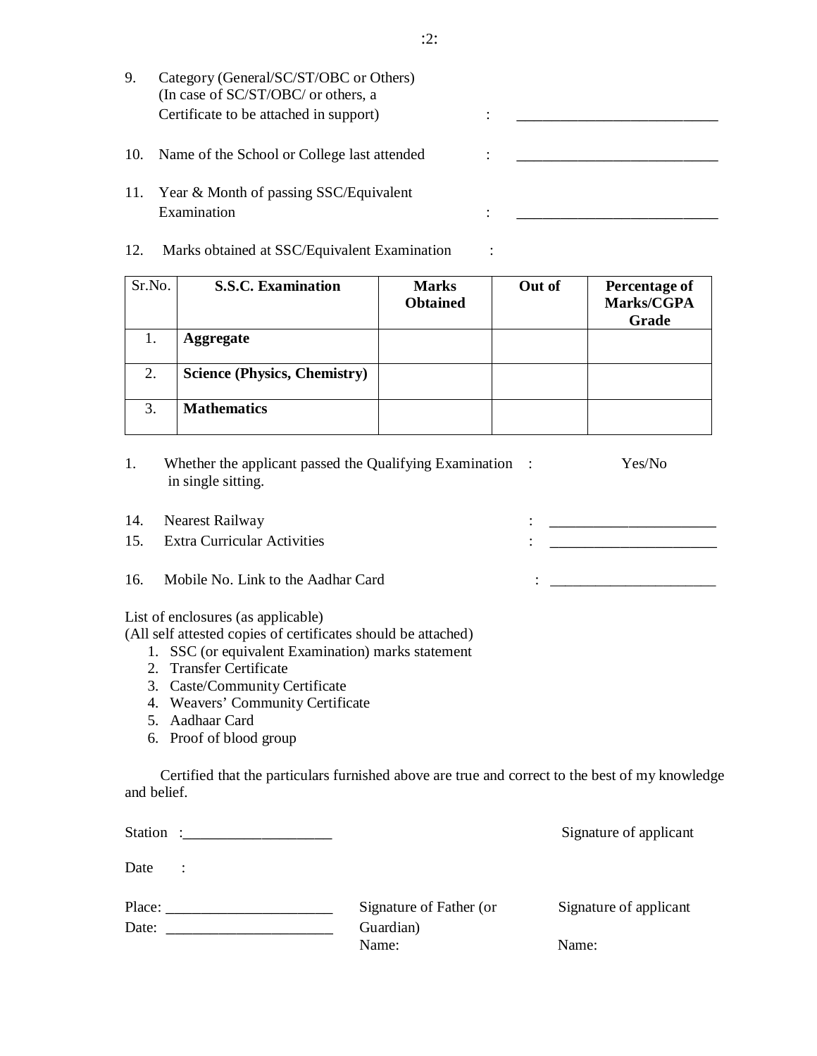9. Category (General/SC/ST/OBC or Others) (In case of SC/ST/OBC/ or others, a Certificate to be attached in support) : ___________________________

10. Name of the School or College last attended : ___________________________

11. Year & Month of passing SSC/Equivalent Examination : ___________________________

12. Marks obtained at SSC/Equivalent Examination :

| Sr.No. | S.S.C. Examination | Marks Obtained | Out of | Percentage of Marks/CGPA Grade |
|---|---|---|---|---|
| 1. | **Aggregate** | | | |
| 2. | **Science (Physics, Chemistry)** | | | |
| 3. | **Mathematics** | | | |

1. Whether the applicant passed the Qualifying Examination in single sitting. : Yes/No

14. Nearest Railway : ______________________

15. Extra Curricular Activities : ______________________

16. Mobile No. Link to the Aadhar Card : ______________________

List of enclosures (as applicable)
(All self attested copies of certificates should be attached)

1. SSC (or equivalent Examination) marks statement
2. Transfer Certificate
3. Caste/Community Certificate
4. Weavers' Community Certificate
5. Aadhaar Card
6. Proof of blood group

Certified that the particulars furnished above are true and correct to the best of my knowledge and belief.

Station :____________________ Signature of applicant

Date :

Place: ______________________ Signature of Father (or Guardian) Signature of applicant

Date: ______________________ Name: Name: